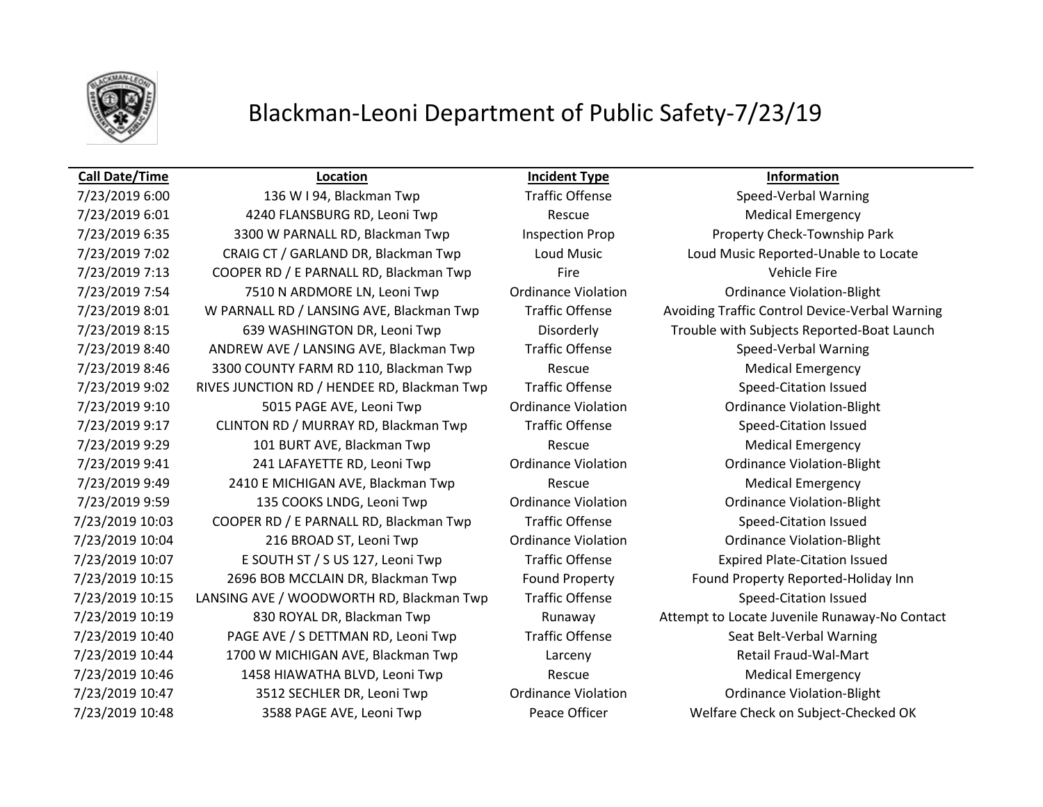# Blackman-Leoni Department of Public Safety-7/23/19

| Call Date/Time | Location | Incident Type | Information |
|---|---|---|---|
| 7/23/2019 6:00 | 136 W I 94, Blackman Twp | Traffic Offense | Speed-Verbal Warning |
| 7/23/2019 6:01 | 4240 FLANSBURG RD, Leoni Twp | Rescue | Medical Emergency |
| 7/23/2019 6:35 | 3300 W PARNALL RD, Blackman Twp | Inspection Prop | Property Check-Township Park |
| 7/23/2019 7:02 | CRAIG CT / GARLAND DR, Blackman Twp | Loud Music | Loud Music Reported-Unable to Locate |
| 7/23/2019 7:13 | COOPER RD / E PARNALL RD, Blackman Twp | Fire | Vehicle Fire |
| 7/23/2019 7:54 | 7510 N ARDMORE LN, Leoni Twp | Ordinance Violation | Ordinance Violation-Blight |
| 7/23/2019 8:01 | W PARNALL RD / LANSING AVE, Blackman Twp | Traffic Offense | Avoiding Traffic Control Device-Verbal Warning |
| 7/23/2019 8:15 | 639 WASHINGTON DR, Leoni Twp | Disorderly | Trouble with Subjects Reported-Boat Launch |
| 7/23/2019 8:40 | ANDREW AVE / LANSING AVE, Blackman Twp | Traffic Offense | Speed-Verbal Warning |
| 7/23/2019 8:46 | 3300 COUNTY FARM RD 110, Blackman Twp | Rescue | Medical Emergency |
| 7/23/2019 9:02 | RIVES JUNCTION RD / HENDEE RD, Blackman Twp | Traffic Offense | Speed-Citation Issued |
| 7/23/2019 9:10 | 5015 PAGE AVE, Leoni Twp | Ordinance Violation | Ordinance Violation-Blight |
| 7/23/2019 9:17 | CLINTON RD / MURRAY RD, Blackman Twp | Traffic Offense | Speed-Citation Issued |
| 7/23/2019 9:29 | 101 BURT AVE, Blackman Twp | Rescue | Medical Emergency |
| 7/23/2019 9:41 | 241 LAFAYETTE RD, Leoni Twp | Ordinance Violation | Ordinance Violation-Blight |
| 7/23/2019 9:49 | 2410 E MICHIGAN AVE, Blackman Twp | Rescue | Medical Emergency |
| 7/23/2019 9:59 | 135 COOKS LNDG, Leoni Twp | Ordinance Violation | Ordinance Violation-Blight |
| 7/23/2019 10:03 | COOPER RD / E PARNALL RD, Blackman Twp | Traffic Offense | Speed-Citation Issued |
| 7/23/2019 10:04 | 216 BROAD ST, Leoni Twp | Ordinance Violation | Ordinance Violation-Blight |
| 7/23/2019 10:07 | E SOUTH ST / S US 127, Leoni Twp | Traffic Offense | Expired Plate-Citation Issued |
| 7/23/2019 10:15 | 2696 BOB MCCLAIN DR, Blackman Twp | Found Property | Found Property Reported-Holiday Inn |
| 7/23/2019 10:15 | LANSING AVE / WOODWORTH RD, Blackman Twp | Traffic Offense | Speed-Citation Issued |
| 7/23/2019 10:19 | 830 ROYAL DR, Blackman Twp | Runaway | Attempt to Locate Juvenile Runaway-No Contact |
| 7/23/2019 10:40 | PAGE AVE / S DETTMAN RD, Leoni Twp | Traffic Offense | Seat Belt-Verbal Warning |
| 7/23/2019 10:44 | 1700 W MICHIGAN AVE, Blackman Twp | Larceny | Retail Fraud-Wal-Mart |
| 7/23/2019 10:46 | 1458 HIAWATHA BLVD, Leoni Twp | Rescue | Medical Emergency |
| 7/23/2019 10:47 | 3512 SECHLER DR, Leoni Twp | Ordinance Violation | Ordinance Violation-Blight |
| 7/23/2019 10:48 | 3588 PAGE AVE, Leoni Twp | Peace Officer | Welfare Check on Subject-Checked OK |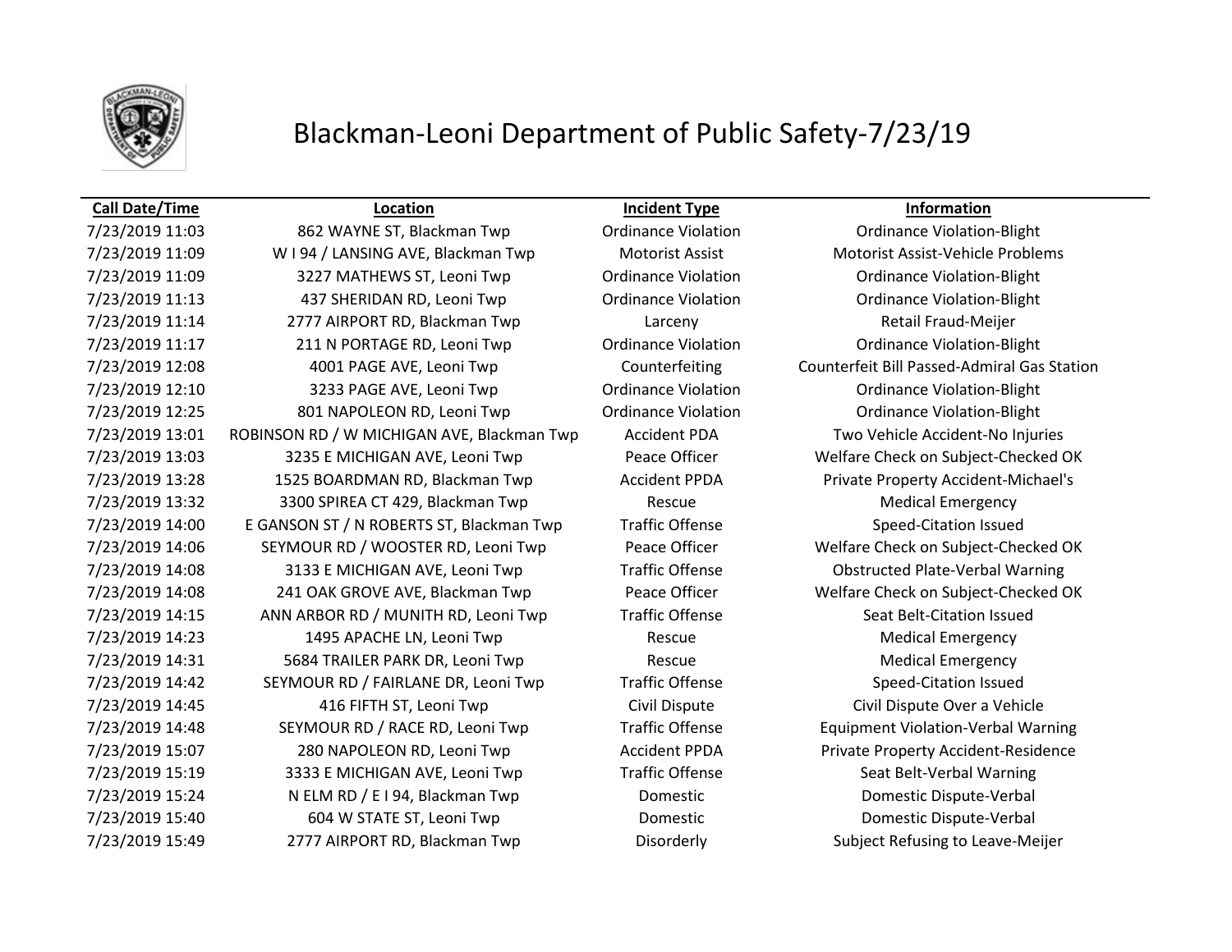# Blackman-Leoni Department of Public Safety-7/23/19

| Call Date/Time | Location | Incident Type | Information |
|---|---|---|---|
| 7/23/2019 11:03 | 862 WAYNE ST, Blackman Twp | Ordinance Violation | Ordinance Violation-Blight |
| 7/23/2019 11:09 | W I 94 / LANSING AVE, Blackman Twp | Motorist Assist | Motorist Assist-Vehicle Problems |
| 7/23/2019 11:09 | 3227 MATHEWS ST, Leoni Twp | Ordinance Violation | Ordinance Violation-Blight |
| 7/23/2019 11:13 | 437 SHERIDAN RD, Leoni Twp | Ordinance Violation | Ordinance Violation-Blight |
| 7/23/2019 11:14 | 2777 AIRPORT RD, Blackman Twp | Larceny | Retail Fraud-Meijer |
| 7/23/2019 11:17 | 211 N PORTAGE RD, Leoni Twp | Ordinance Violation | Ordinance Violation-Blight |
| 7/23/2019 12:08 | 4001 PAGE AVE, Leoni Twp | Counterfeiting | Counterfeit Bill Passed-Admiral Gas Station |
| 7/23/2019 12:10 | 3233 PAGE AVE, Leoni Twp | Ordinance Violation | Ordinance Violation-Blight |
| 7/23/2019 12:25 | 801 NAPOLEON RD, Leoni Twp | Ordinance Violation | Ordinance Violation-Blight |
| 7/23/2019 13:01 | ROBINSON RD / W MICHIGAN AVE, Blackman Twp | Accident PDA | Two Vehicle Accident-No Injuries |
| 7/23/2019 13:03 | 3235 E MICHIGAN AVE, Leoni Twp | Peace Officer | Welfare Check on Subject-Checked OK |
| 7/23/2019 13:28 | 1525 BOARDMAN RD, Blackman Twp | Accident PPDA | Private Property Accident-Michael's |
| 7/23/2019 13:32 | 3300 SPIREA CT 429, Blackman Twp | Rescue | Medical Emergency |
| 7/23/2019 14:00 | E GANSON ST / N ROBERTS ST, Blackman Twp | Traffic Offense | Speed-Citation Issued |
| 7/23/2019 14:06 | SEYMOUR RD / WOOSTER RD, Leoni Twp | Peace Officer | Welfare Check on Subject-Checked OK |
| 7/23/2019 14:08 | 3133 E MICHIGAN AVE, Leoni Twp | Traffic Offense | Obstructed Plate-Verbal Warning |
| 7/23/2019 14:08 | 241 OAK GROVE AVE, Blackman Twp | Peace Officer | Welfare Check on Subject-Checked OK |
| 7/23/2019 14:15 | ANN ARBOR RD / MUNITH RD, Leoni Twp | Traffic Offense | Seat Belt-Citation Issued |
| 7/23/2019 14:23 | 1495 APACHE LN, Leoni Twp | Rescue | Medical Emergency |
| 7/23/2019 14:31 | 5684 TRAILER PARK DR, Leoni Twp | Rescue | Medical Emergency |
| 7/23/2019 14:42 | SEYMOUR RD / FAIRLANE DR, Leoni Twp | Traffic Offense | Speed-Citation Issued |
| 7/23/2019 14:45 | 416 FIFTH ST, Leoni Twp | Civil Dispute | Civil Dispute Over a Vehicle |
| 7/23/2019 14:48 | SEYMOUR RD / RACE RD, Leoni Twp | Traffic Offense | Equipment Violation-Verbal Warning |
| 7/23/2019 15:07 | 280 NAPOLEON RD, Leoni Twp | Accident PPDA | Private Property Accident-Residence |
| 7/23/2019 15:19 | 3333 E MICHIGAN AVE, Leoni Twp | Traffic Offense | Seat Belt-Verbal Warning |
| 7/23/2019 15:24 | N ELM RD / E I 94, Blackman Twp | Domestic | Domestic Dispute-Verbal |
| 7/23/2019 15:40 | 604 W STATE ST, Leoni Twp | Domestic | Domestic Dispute-Verbal |
| 7/23/2019 15:49 | 2777 AIRPORT RD, Blackman Twp | Disorderly | Subject Refusing to Leave-Meijer |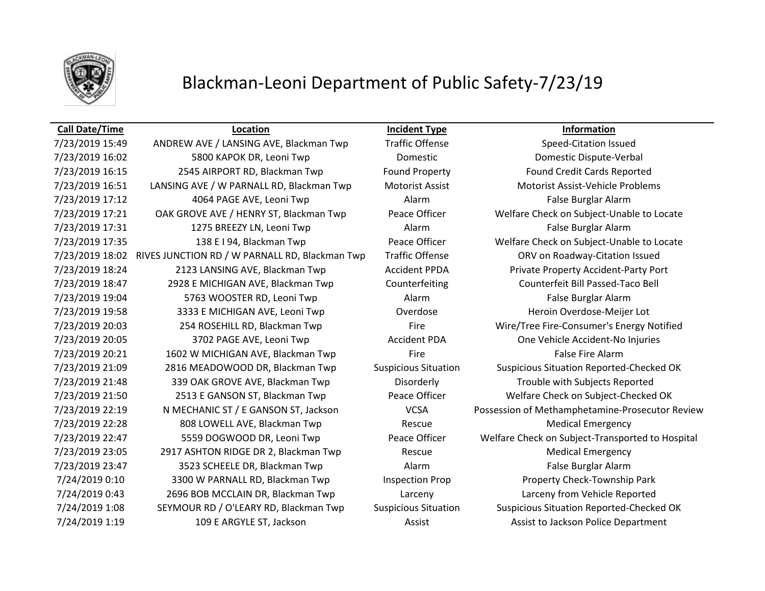# Blackman-Leoni Department of Public Safety-7/23/19

| Call Date/Time | Location | Incident Type | Information |
|---|---|---|---|
| 7/23/2019 15:49 | ANDREW AVE / LANSING AVE, Blackman Twp | Traffic Offense | Speed-Citation Issued |
| 7/23/2019 16:02 | 5800 KAPOK DR, Leoni Twp | Domestic | Domestic Dispute-Verbal |
| 7/23/2019 16:15 | 2545 AIRPORT RD, Blackman Twp | Found Property | Found Credit Cards Reported |
| 7/23/2019 16:51 | LANSING AVE / W PARNALL RD, Blackman Twp | Motorist Assist | Motorist Assist-Vehicle Problems |
| 7/23/2019 17:12 | 4064 PAGE AVE, Leoni Twp | Alarm | False Burglar Alarm |
| 7/23/2019 17:21 | OAK GROVE AVE / HENRY ST, Blackman Twp | Peace Officer | Welfare Check on Subject-Unable to Locate |
| 7/23/2019 17:31 | 1275 BREEZY LN, Leoni Twp | Alarm | False Burglar Alarm |
| 7/23/2019 17:35 | 138 E I 94, Blackman Twp | Peace Officer | Welfare Check on Subject-Unable to Locate |
| 7/23/2019 18:02 | RIVES JUNCTION RD / W PARNALL RD, Blackman Twp | Traffic Offense | ORV on Roadway-Citation Issued |
| 7/23/2019 18:24 | 2123 LANSING AVE, Blackman Twp | Accident PPDA | Private Property Accident-Party Port |
| 7/23/2019 18:47 | 2928 E MICHIGAN AVE, Blackman Twp | Counterfeiting | Counterfeit Bill Passed-Taco Bell |
| 7/23/2019 19:04 | 5763 WOOSTER RD, Leoni Twp | Alarm | False Burglar Alarm |
| 7/23/2019 19:58 | 3333 E MICHIGAN AVE, Leoni Twp | Overdose | Heroin Overdose-Meijer Lot |
| 7/23/2019 20:03 | 254 ROSEHILL RD, Blackman Twp | Fire | Wire/Tree Fire-Consumer's Energy Notified |
| 7/23/2019 20:05 | 3702 PAGE AVE, Leoni Twp | Accident PDA | One Vehicle Accident-No Injuries |
| 7/23/2019 20:21 | 1602 W MICHIGAN AVE, Blackman Twp | Fire | False Fire Alarm |
| 7/23/2019 21:09 | 2816 MEADOWOOD DR, Blackman Twp | Suspicious Situation | Suspicious Situation Reported-Checked OK |
| 7/23/2019 21:48 | 339 OAK GROVE AVE, Blackman Twp | Disorderly | Trouble with Subjects Reported |
| 7/23/2019 21:50 | 2513 E GANSON ST, Blackman Twp | Peace Officer | Welfare Check on Subject-Checked OK |
| 7/23/2019 22:19 | N MECHANIC ST / E GANSON ST, Jackson | VCSA | Possession of Methamphetamine-Prosecutor Review |
| 7/23/2019 22:28 | 808 LOWELL AVE, Blackman Twp | Rescue | Medical Emergency |
| 7/23/2019 22:47 | 5559 DOGWOOD DR, Leoni Twp | Peace Officer | Welfare Check on Subject-Transported to Hospital |
| 7/23/2019 23:05 | 2917 ASHTON RIDGE DR 2, Blackman Twp | Rescue | Medical Emergency |
| 7/23/2019 23:47 | 3523 SCHEELE DR, Blackman Twp | Alarm | False Burglar Alarm |
| 7/24/2019 0:10 | 3300 W PARNALL RD, Blackman Twp | Inspection Prop | Property Check-Township Park |
| 7/24/2019 0:43 | 2696 BOB MCCLAIN DR, Blackman Twp | Larceny | Larceny from Vehicle Reported |
| 7/24/2019 1:08 | SEYMOUR RD / O'LEARY RD, Blackman Twp | Suspicious Situation | Suspicious Situation Reported-Checked OK |
| 7/24/2019 1:19 | 109 E ARGYLE ST, Jackson | Assist | Assist to Jackson Police Department |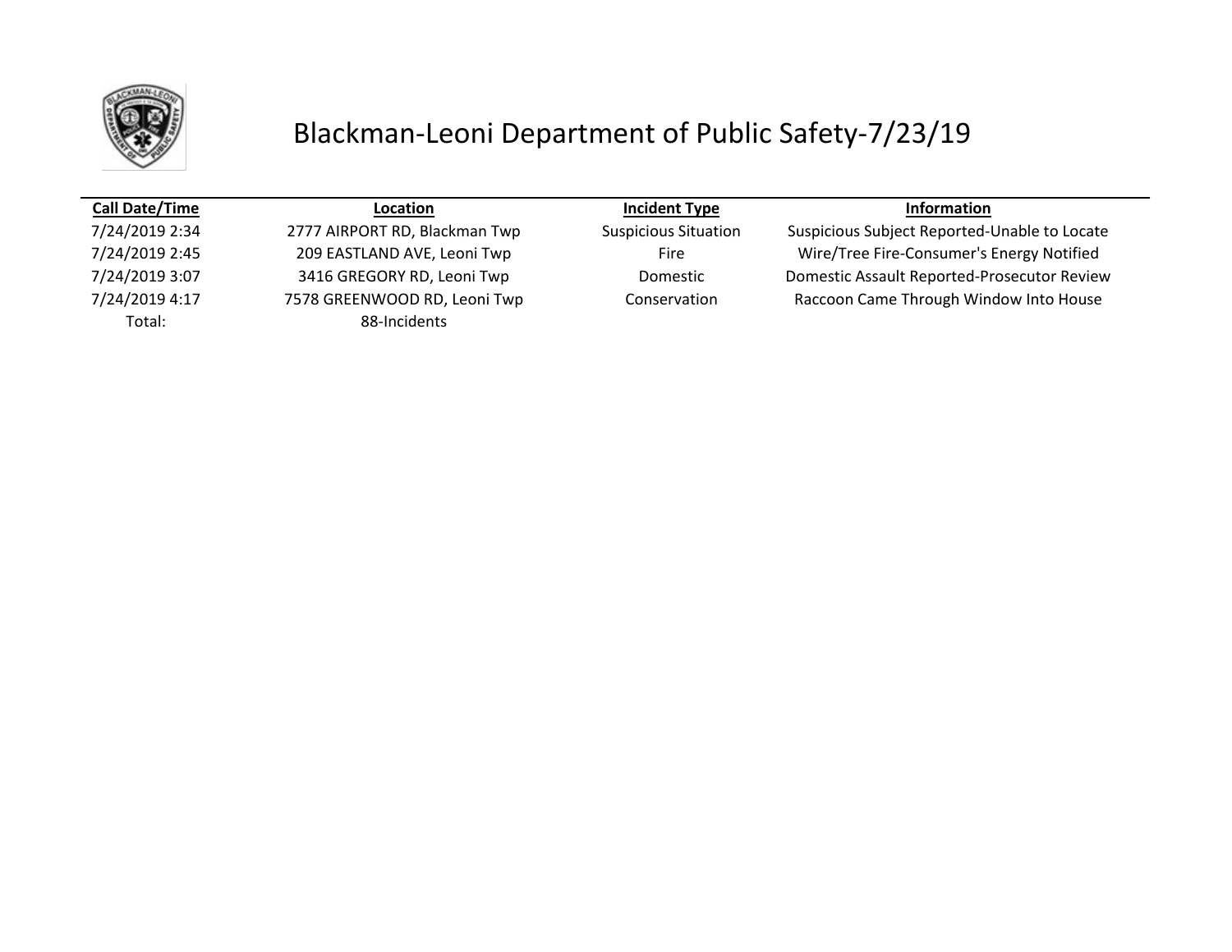# Blackman-Leoni Department of Public Safety-7/23/19

| Call Date/Time | Location | Incident Type | Information |
|---|---|---|---|
| 7/24/2019 2:34 | 2777 AIRPORT RD, Blackman Twp | Suspicious Situation | Suspicious Subject Reported-Unable to Locate |
| 7/24/2019 2:45 | 209 EASTLAND AVE, Leoni Twp | Fire | Wire/Tree Fire-Consumer's Energy Notified |
| 7/24/2019 3:07 | 3416 GREGORY RD, Leoni Twp | Domestic | Domestic Assault Reported-Prosecutor Review |
| 7/24/2019 4:17 | 7578 GREENWOOD RD, Leoni Twp | Conservation | Raccoon Came Through Window Into House |
| Total: | 88-Incidents | | |